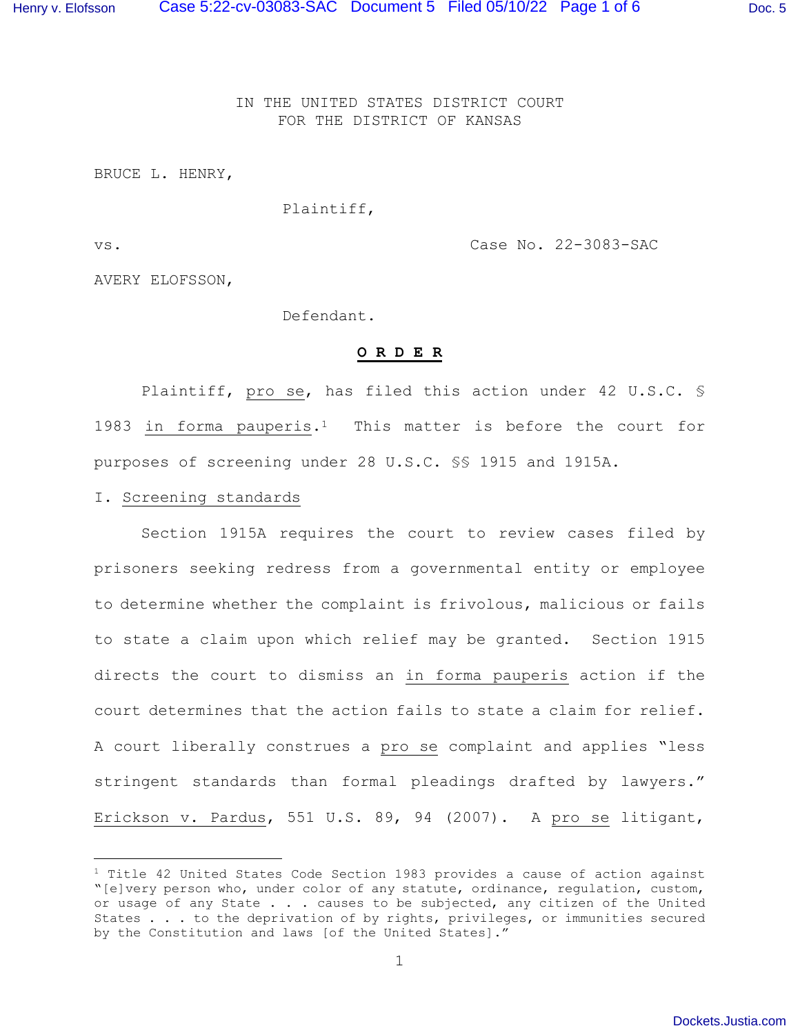IN THE UNITED STATES DISTRICT COURT
FOR THE DISTRICT OF KANSAS

BRUCE L. HENRY,

Plaintiff,

vs. Case No. 22-3083-SAC

AVERY ELOFSSON,

Defendant.

**O R D E R**

Plaintiff, pro se, has filed this action under 42 U.S.C. § 1983 in forma pauperis.[1] This matter is before the court for purposes of screening under 28 U.S.C. §§ 1915 and 1915A.

I. Screening standards

Section 1915A requires the court to review cases filed by prisoners seeking redress from a governmental entity or employee to determine whether the complaint is frivolous, malicious or fails to state a claim upon which relief may be granted. Section 1915 directs the court to dismiss an in forma pauperis action if the court determines that the action fails to state a claim for relief. A court liberally construes a pro se complaint and applies "less stringent standards than formal pleadings drafted by lawyers." Erickson v. Pardus, 551 U.S. 89, 94 (2007). A pro se litigant,

[1] Title 42 United States Code Section 1983 provides a cause of action against "[e]very person who, under color of any statute, ordinance, regulation, custom, or usage of any State . . . causes to be subjected, any citizen of the United States . . . to the deprivation of by rights, privileges, or immunities secured by the Constitution and laws [of the United States]."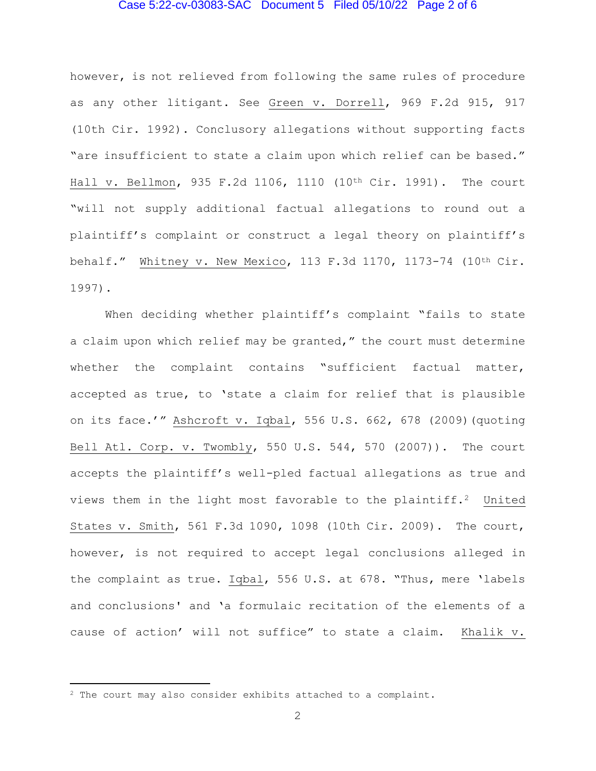however, is not relieved from following the same rules of procedure as any other litigant. See Green v. Dorrell, 969 F.2d 915, 917 (10th Cir. 1992). Conclusory allegations without supporting facts "are insufficient to state a claim upon which relief can be based." Hall v. Bellmon, 935 F.2d 1106, 1110 (10th Cir. 1991). The court "will not supply additional factual allegations to round out a plaintiff's complaint or construct a legal theory on plaintiff's behalf." Whitney v. New Mexico, 113 F.3d 1170, 1173-74 (10th Cir. 1997).

When deciding whether plaintiff's complaint "fails to state a claim upon which relief may be granted," the court must determine whether the complaint contains "sufficient factual matter, accepted as true, to 'state a claim for relief that is plausible on its face.'" Ashcroft v. Iqbal, 556 U.S. 662, 678 (2009)(quoting Bell Atl. Corp. v. Twombly, 550 U.S. 544, 570 (2007)). The court accepts the plaintiff's well-pled factual allegations as true and views them in the light most favorable to the plaintiff.[2] United States v. Smith, 561 F.3d 1090, 1098 (10th Cir. 2009). The court, however, is not required to accept legal conclusions alleged in the complaint as true. Iqbal, 556 U.S. at 678. "Thus, mere 'labels and conclusions' and 'a formulaic recitation of the elements of a cause of action' will not suffice" to state a claim. Khalik v.

---

[2] The court may also consider exhibits attached to a complaint.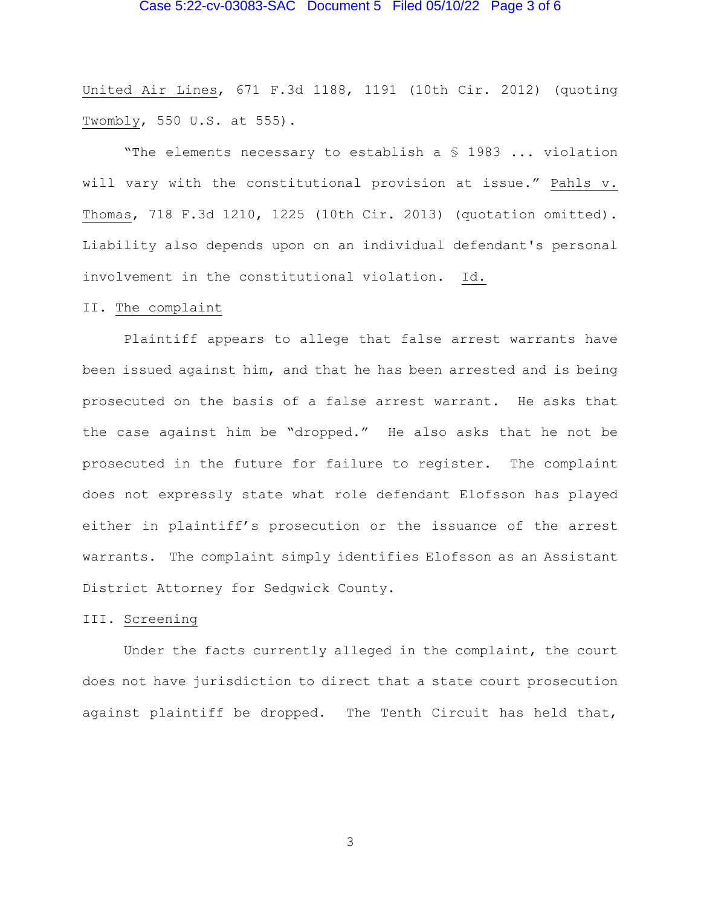United Air Lines, 671 F.3d 1188, 1191 (10th Cir. 2012) (quoting Twombly, 550 U.S. at 555).

"The elements necessary to establish a § 1983 ... violation will vary with the constitutional provision at issue." Pahls v. Thomas, 718 F.3d 1210, 1225 (10th Cir. 2013) (quotation omitted). Liability also depends upon on an individual defendant's personal involvement in the constitutional violation. Id.

## II. The complaint

Plaintiff appears to allege that false arrest warrants have been issued against him, and that he has been arrested and is being prosecuted on the basis of a false arrest warrant. He asks that the case against him be "dropped." He also asks that he not be prosecuted in the future for failure to register. The complaint does not expressly state what role defendant Elofsson has played either in plaintiff's prosecution or the issuance of the arrest warrants. The complaint simply identifies Elofsson as an Assistant District Attorney for Sedgwick County.

## III. Screening

Under the facts currently alleged in the complaint, the court does not have jurisdiction to direct that a state court prosecution against plaintiff be dropped. The Tenth Circuit has held that,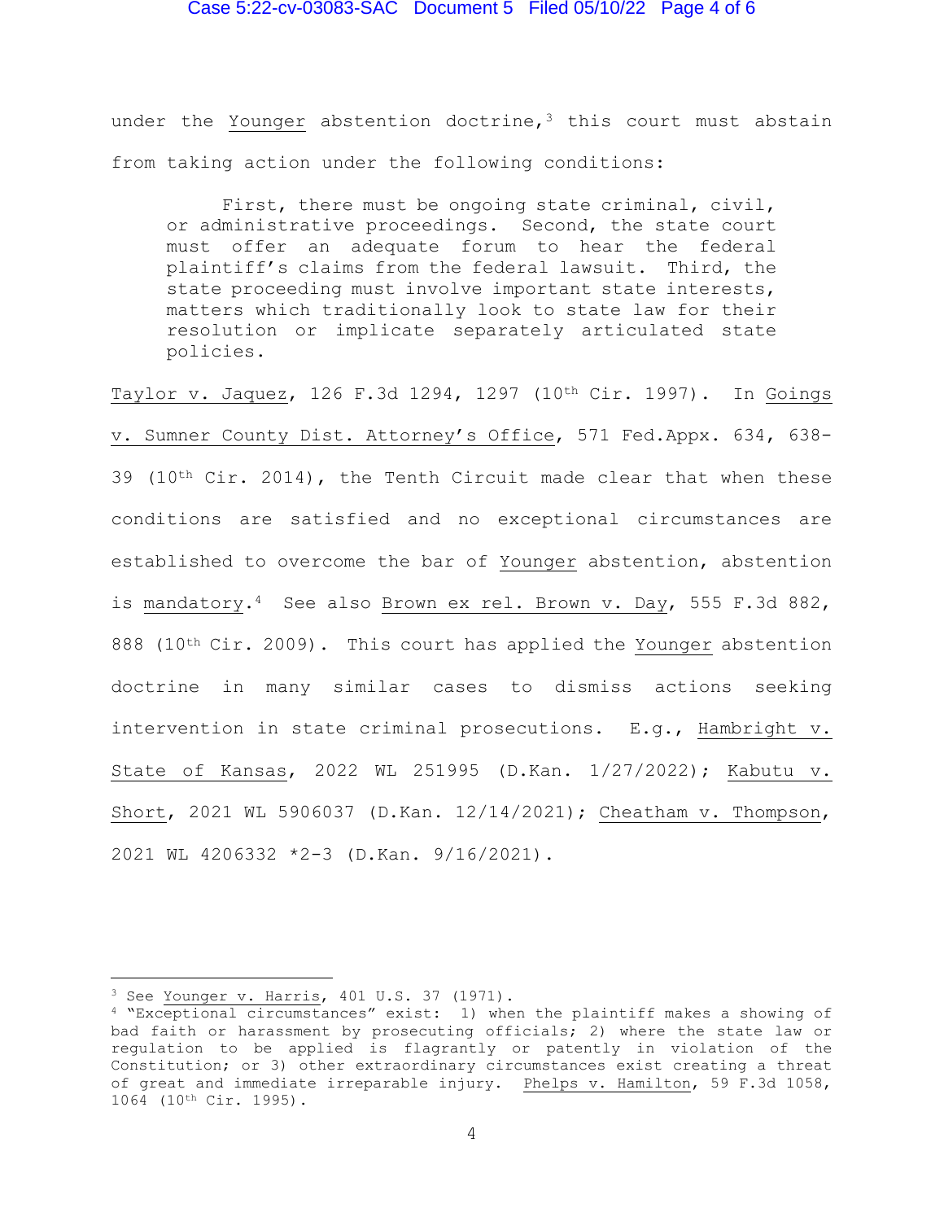under the Younger abstention doctrine,[3] this court must abstain from taking action under the following conditions:

> First, there must be ongoing state criminal, civil, or administrative proceedings. Second, the state court must offer an adequate forum to hear the federal plaintiff's claims from the federal lawsuit. Third, the state proceeding must involve important state interests, matters which traditionally look to state law for their resolution or implicate separately articulated state policies.

Taylor v. Jaquez, 126 F.3d 1294, 1297 (10th Cir. 1997). In Goings v. Sumner County Dist. Attorney's Office, 571 Fed.Appx. 634, 638-39 (10th Cir. 2014), the Tenth Circuit made clear that when these conditions are satisfied and no exceptional circumstances are established to overcome the bar of Younger abstention, abstention is mandatory.[4] See also Brown ex rel. Brown v. Day, 555 F.3d 882, 888 (10th Cir. 2009). This court has applied the Younger abstention doctrine in many similar cases to dismiss actions seeking intervention in state criminal prosecutions. E.g., Hambright v. State of Kansas, 2022 WL 251995 (D.Kan. 1/27/2022); Kabutu v. Short, 2021 WL 5906037 (D.Kan. 12/14/2021); Cheatham v. Thompson, 2021 WL 4206332 *2-3 (D.Kan. 9/16/2021).

---

[3] See Younger v. Harris, 401 U.S. 37 (1971).

[4] "Exceptional circumstances" exist: 1) when the plaintiff makes a showing of bad faith or harassment by prosecuting officials; 2) where the state law or regulation to be applied is flagrantly or patently in violation of the Constitution; or 3) other extraordinary circumstances exist creating a threat of great and immediate irreparable injury. Phelps v. Hamilton, 59 F.3d 1058, 1064 (10th Cir. 1995).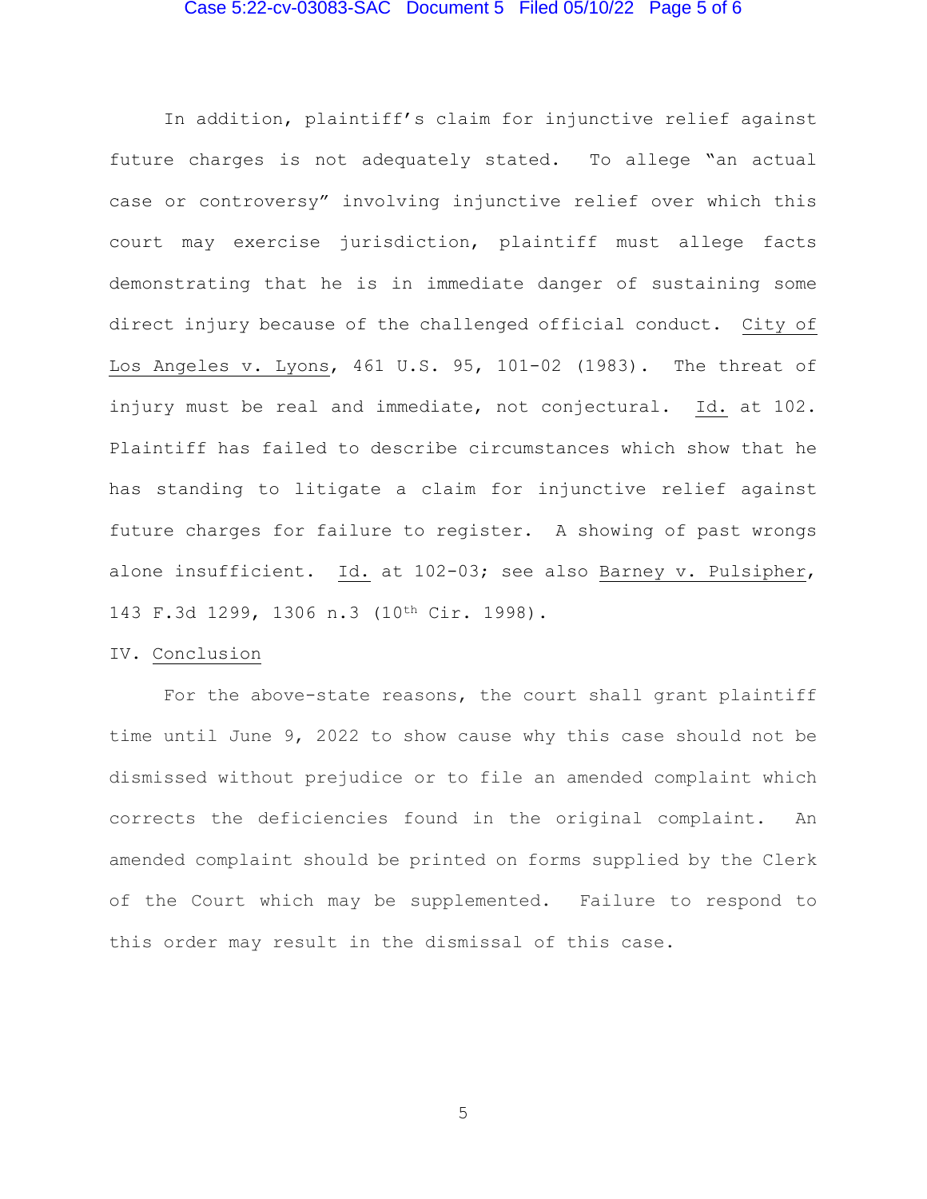In addition, plaintiff's claim for injunctive relief against future charges is not adequately stated. To allege "an actual case or controversy" involving injunctive relief over which this court may exercise jurisdiction, plaintiff must allege facts demonstrating that he is in immediate danger of sustaining some direct injury because of the challenged official conduct. City of Los Angeles v. Lyons, 461 U.S. 95, 101-02 (1983). The threat of injury must be real and immediate, not conjectural. Id. at 102. Plaintiff has failed to describe circumstances which show that he has standing to litigate a claim for injunctive relief against future charges for failure to register. A showing of past wrongs alone insufficient. Id. at 102-03; see also Barney v. Pulsipher, 143 F.3d 1299, 1306 n.3 (10th Cir. 1998).

IV. Conclusion

For the above-state reasons, the court shall grant plaintiff time until June 9, 2022 to show cause why this case should not be dismissed without prejudice or to file an amended complaint which corrects the deficiencies found in the original complaint. An amended complaint should be printed on forms supplied by the Clerk of the Court which may be supplemented. Failure to respond to this order may result in the dismissal of this case.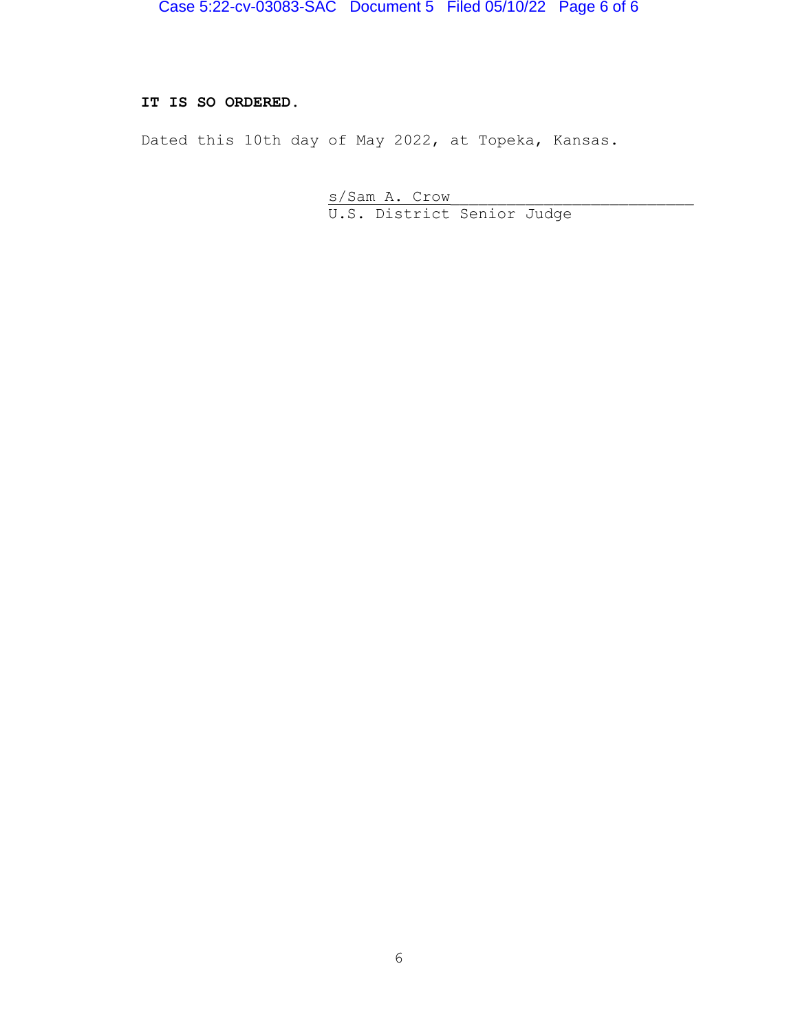**IT IS SO ORDERED.**

Dated this 10th day of May 2022, at Topeka, Kansas.

s/Sam A. Crow
U.S. District Senior Judge